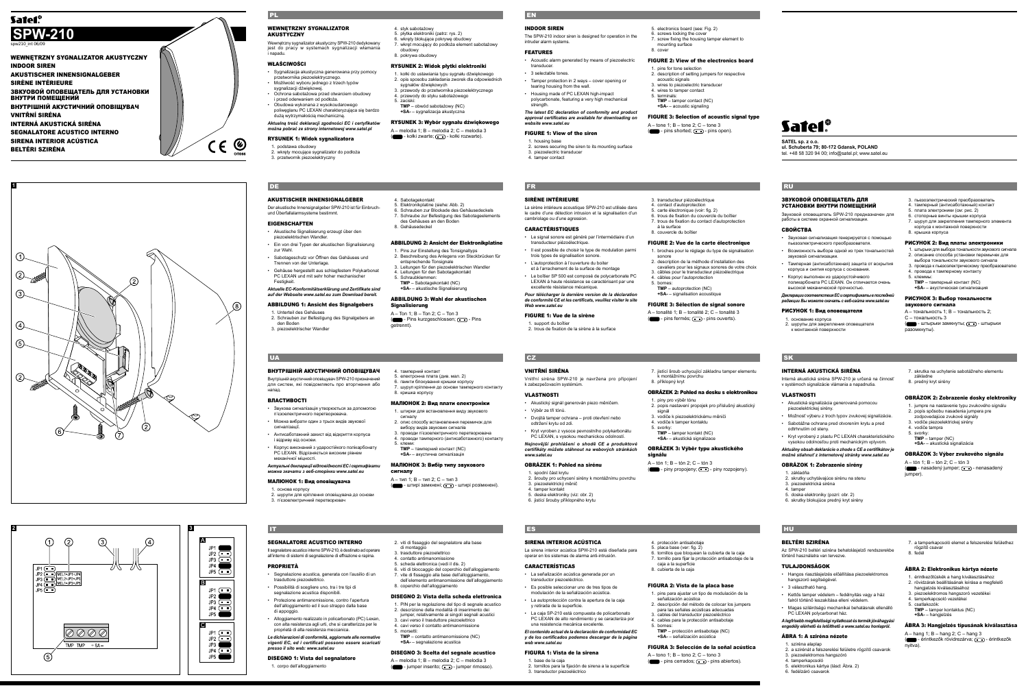# Satel SPW-210

spw210_int 06/09

WEWNĘTRZNY SYGNALIZATOR AKUSTYCZNY
INDOOR SIREN
AKUSTISCHER INNENSIGNALGEBER
SIRÈNE INTÉRIEURE
ЗВУКОВОЙ ОПОВЕЩАТЕЛЬ ДЛЯ УСТАНОВКИ ВНУТРИ ПОМЕЩЕНИЙ
ВНУТРІШНІЙ АКУСТИЧНИЙ ОПОВІЩУВАЧ
VNITŘNÍ SIRÉNA
INTERNÁ AKUSTICKÁ SIRÉNA
SEGNALATORE ACUSTICO INTERNO
SIRENA INTERIOR ACÚSTICA
BELTÉRI SZIRÉNA

## PL

### WEWNĘTRZNY SYGNALIZATOR AKUSTYCZNY

Wewnętrzny sygnalizator akustyczny SPW-210 dedykowany jest do pracy w systemach sygnalizacji włamania i napadu.

### WŁAŚCIWOŚCI

- Sygnalizacja akustyczna generowana przy pomocy przetwornika piezoelektrycznego.
- Możliwość wyboru jednego z trzech typów sygnalizacji dźwiękowej.
- Ochrona sabotażowa przed otwarciem obudowy i przed oderwaniem od podłoża.
- Obudowa wykonana z wysokoudarowego poliwęglanu PC LEXAN charakteryzująca się bardzo dużą wytrzymałością mechaniczną.

***Aktualna treść deklaracji zgodności EC i certyfikatów można pobrać ze strony internetowej www.satel.pl***

### RYSUNEK 1: Widok sygnalizatora

1. podstawa obudowy
2. wkręty mocujące sygnalizator do podłoża
3. przetwornik piezoelektryczny
4. styk sabotażowy
5. płytka elektroniki (patrz: rys. 2)
6. wkręty blokujące pokrywę obudowy
7. wkręt mocujący do podłoża element sabotażowy obudowy
8. pokrywa obudowy

### RYSUNEK 2: Widok płytki elektroniki

1. kołki do ustawiania typu sygnału dźwiękowego
2. opis sposobu zakładania zworek dla odpowiednich sygnałów dźwiękowych
3. przewody do przetwornika piezoelektrycznego
4. przewody do styku sabotażowego
5. zaciski:
   **TMP** – obwód sabotażowy (NC)
   **+SA** – sygnalizacja akustyczna

### RYSUNEK 3: Wybór sygnału dźwiękowego

A – melodia 1; B – melodia 2; C – melodia 3
(■ - kołki zwarte; ▢ - kołki rozwarte).

## EN

### INDOOR SIREN

The SPW-210 indoor siren is designed for operation in the intruder alarm systems.

### FEATURES

- Acoustic alarm generated by means of piezoelectric transducer.
- 3 selectable tones.
- Tamper protection in 2 ways – cover opening or tearing housing from the wall.
- Housing made of PC LEXAN high-impact polycarbonate, featuring a very high mechanical strength.

***The latest EC declaration of conformity and product approval certificates are available for downloading on website www.satel.eu***

### FIGURE 1: View of the siren

1. housing base
2. screws securing the siren to its mounting surface
3. piezoelectric transducer
4. tamper contact
5. electronics board (see: Fig. 2)
6. screws locking the cover
7. screw fixing the housing tamper element to mounting surface
8. cover

### FIGURE 2: View of the electronics board

1. pins for tone selection
2. description of setting jumpers for respective acoustic signals
3. wires to piezoelectric transducer
4. wires to tamper contact
5. terminals:
   **TMP** – tamper contact (NC)
   **+SA** – acoustic signaling

### FIGURE 3: Selection of acoustic signal type

A – tone 1; B – tone 2; C – tone 3
(■ - pins shorted; ▢ - pins open).

**Satel**

SATEL sp. z o.o.
ul. Schuberta 79; 80-172 Gdansk, POLAND
tel. +48 58 320 94 00; info@satel.pl; www.satel.eu

## DE

### AKUSTISCHER INNENSIGNALGEBER

Der akustische Innensignalgeber SPW-210 ist für Einbruch- und Überfallalarmsysteme bestimmt.

### EIGENSCHAFTEN

- Akustische Signalisierung erzeugt über den piezoelektrischen Wandler.
- Ein von drei Typen der akustischen Signalisierung zur Wahl.
- Sabotageschutz vor Öffnen des Gehäuses und Trennen von der Unterlage.
- Gehäuse hergestellt aus schlagfestem Polykarbonat PC LEXAN und mit sehr hoher mechanischer Festigkeit.

***Aktuelle EC-Konformitätserklärung und Zertifikate sind auf der Webseite www.satel.eu zum Download bereit.***

### ABBILDUNG 1: Ansicht des Signalgebers

1. Unterteil des Gehäuses
2. Schrauben zur Befestigung des Signalgebers an den Boden
3. piezoelektrischer Wandler
4. Sabotagekontakt
5. Elektronikplatine (siehe: Abb. 2)
6. Schrauben zur Blockade des Gehäusedeckels
7. Schraube zur Befestigung des Sabotageelements des Gehäuses an den Boden
8. Gehäusedeckel

### ABBILDUNG 2: Ansicht der Elektronikplatine

1. Pins zur Einstellung des Tonsignaltyps
2. Beschreibung des Anlegens von Steckbrücken für entsprechende Tonsignale
3. Leitungen für den piezoelektrischen Wandler
4. Leitungen für den Sabotagekontakt
5. Schraubklemmen:
   **TMP** – Sabotagekontakt (NC)
   **+SA** – akustische Signalisierung

### ABBILDUNG 3: Wahl der akustischen Signalisierung

A – Ton 1; B – Ton 2; C – Ton 3
(■ - Pins kurzgeschlossen; ▢ - Pins getrennt).

## FR

### SIRÈNE INTÉRIEURE

La sirène intérieure acoustique SPW-210 est utilisée dans le cadre d'une détection intrusion et la signalisation d'un cambriolage ou d'une agression.

### CARACTÉRISTIQUES

- Le signal sonore est généré par l'intermédiaire d'un transducteur piézoélectrique.
- Il est possible de choisir le type de modulation parmi trois types de signalisation sonore.
- L'autoprotection à l'ouverture du boitier et à l'arrachement de la surface de montage
- Le boîtier SP 500 est composé de polycarbonate PC LEXAN à haute résistance se caractérisant par une excellente résistance mécanique.

***Pour télécharger la dernière version de la déclaration de conformité CE et les certificats, veuillez visiter le site Web www.satel.eu***

### FIGURE 1: Vue de la sirène

1. support du boîtier
2. trous de fixation de la sirène à la surface
3. transducteur piézoélectrique
4. contact d'autoprotection
5. carte électronique (voir: fig. 2)
6. trous de fixation du couvercle du boîtier
7. trous de fixation du contact d'autoprotection à la surface
8. couvercle du boîtier

### FIGURE 2: Vue de la carte électronique

1. broches pour le réglage du type de signalisation sonore
2. description de la méthode d'installation des cavaliers pour les signaux sonores de votre choix
3. câbles pour le transducteur piézoélectrique
4. câbles pour l'autoprotection
5. bornes:
   **TMP** – autoprotection (NC)
   **+SA** – signalisation acoustique

### FIGURE 3: Sélection de signal sonore

A – tonalité 1; B – tonalité 2; C – tonalité 3
(■ - pins fermés; ▢ - pins ouverts).

## RU

### ЗВУКОВОЙ ОПОВЕЩАТЕЛЬ ДЛЯ УСТАНОВКИ ВНУТРИ ПОМЕЩЕНИЙ

Звуковой оповещатель SPW-210 предназначен для работы в системе охранной сигнализации.

### СВОЙСТВА

- Звуковая сигнализация генерируется с помощью пьезоэлектрического преобразователя.
- Возможность выбора одной из трех тональностей звуковой сигнализации.
- Тамперная (антисаботажная) защита от вскрытия корпуса и снятия корпуса с основания.
- Корпус выполнен из ударостойкого поликарбоната PC LEXAN. Он отличается очень высокой механической прочностью.

***Декларации соответствия ЕС и сертификаты последней редакции Вы можете скачать с веб-сайта www.satel.eu***

### РИСУНОК 1: Вид оповещателя

1. основание корпуса
2. шурупы для закрепления оповещателя к монтажной поверхности
3. пьезоэлектрический преобразователь
4. тамперный (антисаботажный) контакт
5. плата электроники (см: рис. 2)
6. стопорные винты крышки корпуса
7. шуруп для закрепления тамперного элемента корпуса к монтажной поверхности
8. крышка корпуса

### РИСУНОК 2: Вид платы электроники

1. штырьки для выбора тональности звукового сигнала
2. описание способа установки перемычек для выбора тональности звукового сигнала
3. провода к пьезоэлектрическому преобразователю
4. провода к тамперному контакту
5. клеммы:
   **TMP** – тамперный контакт (NC)
   **+SA** – акустическая сигнализация

### РИСУНОК 3: Выбор тональности звукового сигнала

А – тональность 1; В – тональность 2; С – тональность 3
(■ - штырьки замкнуты; ▢ - штырьки разомкнуты).

## UA

### ВНУТРІШНІЙ АКУСТИЧНИЙ ОПОВІЩУВАЧ

Внутрішній акустичний оповіщувач SPW-210 призначений для систем, які повідомляють про вторгнення або напад.

### ВЛАСТИВОСТІ

- Звукова сигналізація утворюється за допомогою п'єзоелектричного перетворювача.
- Можна вибирати один з трьох видів звукової сигналізації.
- Антисаботажний захист від відкриття корпуса і відриву від основи.
- Корпус виконаний з ударостійкого полікарбонату PC LEXAN. Відрізняється високим рівнем механічної міцності.

***Актуальні декларації відповідності ЕС і сертифікати можна скачати з веб-сторінки www.satel.eu***

### МАЛЮНОК 1: Вид оповіщувача

1. основа корпусу
2. шурупи для кріплення оповіщувача до основи
3. п'єзоелектричний перетворювач
4. тамперний контакт
5. електронна плата (див. мал. 2)
6. гвинти блокування кришки корпусу
7. шуруп кріплення до основи тамперного контакту
8. кришка корпусу

### МАЛЮНОК 2: Вид плати електроніки

1. штирки для встановлення виду звукового сигналу
2. опис способу встановлення перемичок для вибору видів звукових сигналів
3. проводи п'єзоелектричного перетворювача
4. проводи тамперного (антисаботажного) контакту
5. клеми:
   **TMP** – тамперний контакт (NC)
   **+SA** – акустична сигналізація

### МАЛЮНОК 3: Вибір типу звукового сигналу

A – тип 1; B – тип 2; C – тип 3
(■ - штирі замкнені; ▢ - штирі розімкнені).

## CZ

### VNITŘNÍ SIRÉNA

Vnitřní siréna SPW-210 je navržena pro připojení k zabezpečovacím systémům.

### VLASTNOSTI

- Akustický signál generován piezo měničem.
- Výběr ze tří tónů.
- Dvojitá tamper ochrana – proti otevření nebo odtržení krytu od zdi.
- Kryt vyroben z vysoce pevnostního polykarbonátu PC LEXAN, s vysokou mechanickou odolností.

***Nejnovější prohlášení o shodě CE a produktové certifikáty můžete stáhnout na webových stránkách www.satel.eu***

### OBRÁZEK 1: Pohled na sirénu

1. spodní část krytu
2. šrouby pro uchycení sirény k montážnímu povrchu
3. piezoelektrický měnič
4. tamper kontakt
5. deska elektroniky (viz: obr. 2)
6. jistící šrouby příklopného krytu
7. jistící šroub uchycující základnu tamper elementu k montážnímu povrchu
8. příklopný kryt

### OBRÁZEK 2: Pohled na desku s elektronikou

1. piny pro výběr tónu
2. popis nastavení propojek pro příslušný akustický signál
3. vodiče k piezoelektrickému měniči
4. vodiče k tamper kontaktu
5. svorky:
   **TMP** – tamper kontakt (NC)
   **+SA** – akustická signalizace

### OBRÁZEK 3: Výběr typu akustického signálu

A – tón 1; B – tón 2; C – tón 3
(■ - piny propojeny; ▢ - piny rozpojeny).

## SK

### INTERNÁ AKUSTICKÁ SIRÉNA

Interná akustická siréna SPW-210 je určená na činnosť v systémoch signalizácie vlámania a napadnutia.

### VLASTNOSTI

- Akustická signalizácia generovaná pomocou piezoelektrickej sirény.
- Možnosť výberu z troch typov zvukovej signalizácie.
- Sabotážna ochrana pred otvorením krytu a pred odtrhnutím od steny.
- Kryt vyrobený z plastu PC LEXAN charakteristického vysokou odolnosťou proti mechanickým vplyvom.

***Aktuálny obsah deklarácie o zhode a CE a certifikátov je možné stiahnuť z internetovej stránky www.satel.eu***

### OBRÁZOK 1: Zobrazenie sirény

1. základňa
2. skrutky uchytávajúce sirénu na stenu
3. piezoelektrická siréna
4. tamper
5. doska elektroniky (pozri: obr. 2)
6. skrutky blokujúce predný kryt sirény
7. skrutka na uchytenie sabotážneho elementu základne
8. predný kryt sirény

### OBRÁZOK 2: Zobrazenie dosky elektroniky

1. jumpre na nastavenie typu zvukového signálu
2. popis spôsobu nasadenia jumpera pre zodpovedajúce zvukové signály
3. vodiče piezoelektrickej sirény
4. vodiče tampra
5. svorky:
   **TMP** – tamper (NC)
   **+SA** – akustická signalizácia

### OBRÁZOK 3: Výber zvukového signálu

A – tón 1; B – tón 2; C – tón 3
(■ - nasadený jumper; ▢ - nenasadený jumper).

## IT

### SEGNALATORE ACUSTICO INTERNO

Il segnalatore acustico interno SPW-210, è destinato ad operare all'interno di sistemi di segnalazione di effrazione e rapina.

### PROPRIETÀ

- Segnalazione acustica, generata con l'ausilio di un trasduttore piezoelettrico.
- Possibilità di scegliere uno, tra i tre tipi di segnalazione acustica disponibili.
- Protezione antimanomissione, contro l'apertura dell'alloggiamento ed il suo strappo dalla base di appoggio.
- Alloggiamento realizzato in policarbonato (PC) Lexan, con alta resistenza agli urti, che si caratterizza per le proprietà di alta resistenza meccanica.

***Le dichiarazioni di conformità, aggiornate alle normative vigenti EC, ed i certificati possono essere scaricati presso il sito web: www.satel.eu***

### DISEGNO 1: Vista del segnalatore

1. corpo dell'alloggiamento
2. viti di fissaggio del segnalatore alla base di montaggio
3. trasduttore piezoelettrico
4. contatto antimanomissione
5. scheda elettronica (vedi il dis. 2)
6. viti di bloccaggio del coperchio dell'alloggiamento
7. vite di fissaggio alla base dell'alloggiamento, dell'elemento antimanomissione dell'alloggiamento
8. coperchio dell'alloggiamento

### DISEGNO 2: Vista della scheda elettronica

1. PIN per la regolazione del tipo di segnale acustico
2. descrizione delle modalità di inserimento dei jumper, relativamente ai singoli segnali acustici
3. cavi verso il trasduttore piezoelettrico
4. cavi verso il contatto antimanomissione
5. morsetti:
   **TMP** – contatto antimanomissione (NC)
   **+SA** – segnalazione acustica

### DISEGNO 3: Scelta del segnale acustico

A – melodia 1; B – melodia 2; C – melodia 3
(■ - jumper inserito; ▢ - jumper rimosso).

## ES

### SIRENA INTERIOR ACÚSTICA

La sirena interior acústica SPW-210 está diseñada para operar en los sistemas de alarma anti-intrusión.

### CARACTERÍSTICAS

- La señalización acústica generada por un transductor piezoeléctrico.
- Es posible seleccionar uno de tres tipos de modulación de la señalización acústica.
- La autoprotección contra la apertura de la caja y retirada de la superficie.
- La caja SP-210 está compuesta de policarbonato PC LEXAN de alto rendimiento y se caracteriza por una resistencia mecánica excelente.

***El contenido actual de la declaración de conformidad EC y de los certificados podemos descargar de la página web www.satel.eu***

### FIGURA 1: Vista de la sirena

1. base de la caja
2. tornillos para la fijación de sirena a la superficie
3. transductor piezoeléctrico
4. protección antisabotaje
5. placa base (ver: fig. 2)
6. tornillos que bloquean la cubierta de la caja
7. tornillo para fijar la protección antisabotaje de la caja a la superficie
8. cubierta de la caja

### FIGURA 2: Vista de la placa base

1. pins para ajustar un tipo de modulación de la señalización acústica
2. descripción del método de colocar los jumpers para las señales acústicas adecuadas
3. cables del transductor piezoeléctrico
4. cables para la protección antisabotaje
5. bornes:
   **TMP** – protección antisabotaje (NC)
   **+SA** – señalización acústica

### FIGURA 3: Selección de la señal acústica

A – tono 1; B – tono 2; C – tono 3
(■ - pins cerrados; ▢ - pins abiertos).

## HU

### BELTÉRI SZIRÉNA

Az SPW-210 beltéri sziréna behatolásjelző rendszerekbe történő használatra van tervezve.

### TULAJDONSÁGOK

- Hangos riasztásjelzés előállítása piezoelektromos hangszóró segítségével.
- 3 választható hang.
- Kettős tamper védelem – fedélnyitás vagy a ház falról történő leszakítása elleni védelem.
- Magas szilárdságú mechanikai behatásnak ellenálló PC LEXAN polycarbonát ház.

***A legfrissebb megfelelőségi nyilatkozat és termék jóváhagyási engedély elérhető és letölthető a www.satel.eu honlapról.***

### ÁBRA 1: A sziréna nézete

1. sziréna alaplap
2. a szirénát a felszerelési felületre rögzítő csavarok
3. piezoelektromos hangszóró
4. tamperkapcsoló
5. elektronikus kártya (lásd: Ábra. 2)
6. fedélzáró csavarok
7. a tamperkapcsoló elemet a felszerelési felülethez rögzítő csavar
8. fedél

### ÁBRA 2: Elektronikus kártya nézete

1. érintkezőtüskék a hang kiválasztásához
2. rövidzárak beállításának leírása a megfelelő hangjelzés kiválasztásához
3. piezoelektromos hangszóró vezetékei
4. tamperkapcsoló vezetékei
5. csatlakozók:
   **TMP** – tamper kontaktus (NC)
   **+SA** – hangjelzés

### ÁBRA 3: Hangjelzés típusának kiválasztása

A – hang 1; B – hang 2; C – hang 3
(■ - érintkezők rövidrezárva; ▢ - érintkezők nyitva).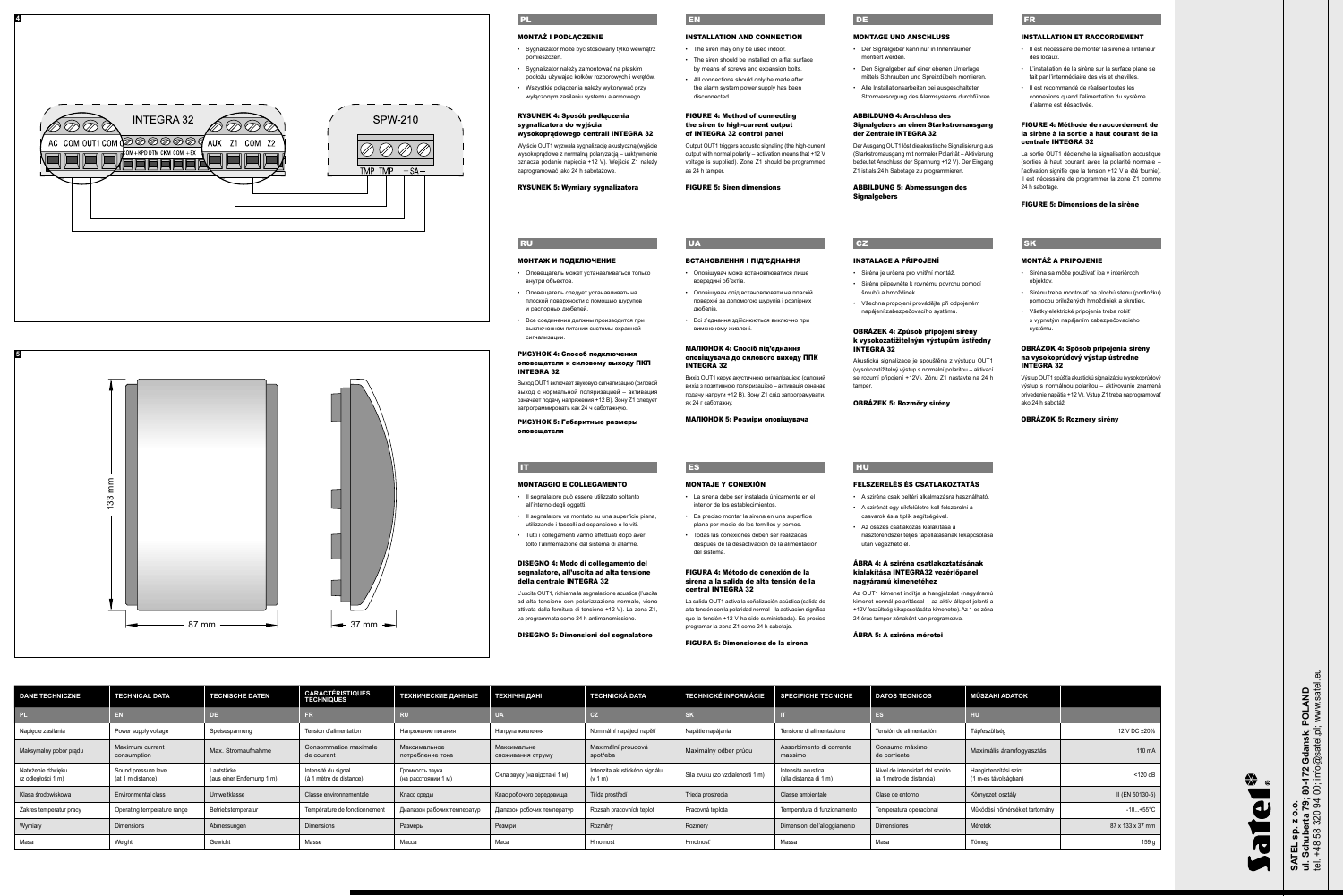4

INTEGRA 32

AC COM OUT1 COM

COM + KPD DTM CKM COM + EX

AUX Z1 COM Z2

SPW-210

TMP TMP +SA–

5

133 mm

87 mm

37 mm

## PL

### MONTAŻ I PODŁĄCZENIE

- Sygnalizator może być stosowany tylko wewnątrz pomieszczeń.
- Sygnalizator należy zamontować na płaskim podłożu używając kołków rozporowych i wkrętów.
- Wszystkie połączenia należy wykonywać przy wyłączonym zasilaniu systemu alarmowego.

#### RYSUNEK 4: Sposób podłączenia sygnalizatora do wyjścia wysokoprądowego centrali INTEGRA 32

Wyjście OUT1 wyzwala sygnalizację akustyczną (wyjście wysokoprądowe z normalną polaryzacją – uaktywnienie oznacza podanie napięcia +12 V). Wejście Z1 należy zaprogramować jako 24 h sabotażowe.

#### RYSUNEK 5: Wymiary sygnalizatora

## EN

### INSTALLATION AND CONNECTION

- The siren may only be used indoor.
- The siren should be installed on a flat surface by means of screws and expansion bolts.
- All connections should only be made after the alarm system power supply has been disconnected.

#### FIGURE 4: Method of connecting the siren to high-current output of INTEGRA 32 control panel

Output OUT1 triggers acoustic signaling (the high-current output with normal polarity – activation means that +12 V voltage is supplied). Zone Z1 should be programmed as 24 h tamper.

#### FIGURE 5: Siren dimensions

## DE

### MONTAGE UND ANSCHLUSS

- Der Signalgeber kann nur in Innenräumen montiert werden.
- Den Signalgeber auf einer ebenen Unterlage mittels Schrauben und Spreizdübeln montieren.
- Alle Installationsarbeiten bei ausgeschalteter Stromversorgung des Alarmsystems durchführen.

#### ABBILDUNG 4: Anschluss des Signalgebers an einen Starkstromausgang der Zentrale INTEGRA 32

Der Ausgang OUT1 löst die akustische Signalisierung aus (Starkstromausgang mit normaler Polarität – Aktivierung bedeutet Anschluss der Spannung +12 V). Der Eingang Z1 ist als 24 h Sabotage zu programmieren.

#### ABBILDUNG 5: Abmessungen des Signalgebers

## FR

### INSTALLATION ET RACCORDEMENT

- Il est nécessaire de monter la sirène à l'intérieur des locaux.
- L'installation de la sirène sur la surface plane se fait par l'intermédiaire des vis et chevilles.
- Il est recommandé de réaliser toutes les connexions quand l'alimentation du système d'alarme est désactivée.

#### FIGURE 4: Méthode de raccordement de la sirène à la sortie à haut courant de la centrale INTEGRA 32

La sortie OUT1 déclenche la signalisation acoustique (sorties à haut courant avec la polarité normale – l'activation signifie que la tension +12 V a été fournie). Il est nécessaire de programmer la zone Z1 comme 24 h sabotage.

#### FIGURE 5: Dimensions de la sirène

## RU

### МОНТАЖ И ПОДКЛЮЧЕНИЕ

- Оповещатель может устанавливаться только внутри объектов.
- Оповещатель следует устанавливать на плоской поверхности с помощью шурупов и распорных дюбелей.
- Все соединения должны производится при выключенном питании системы охранной сигнализации.

#### РИСУНОК 4: Способ подключения оповещателя к силовому выходу ПКП INTEGRA 32

Выход OUT1 включает звуковую сигнализацию (силовой выход с нормальной поляризацией – активация означает подачу напряжения +12 В). Зону Z1 следует запрограммировать как 24 ч саботажную.

#### РИСУНОК 5: Габаритные размеры оповещателя

## UA

### ВСТАНОВЛЕННЯ І ПІДʼЄДНАННЯ

- Оповіщувач може встановлюватися лише всередині обʼєктів.
- Оповіщувач слід встановлювати на пласкій поверхні за допомогою шурупів і розпірних дюбелів.
- Всі зʼєднання здійснюються виключно при вимкненому живленні.

#### МАЛЮНОК 4: Спосіб підʼєднання оповіщувача до силового виходу ППК INTEGRA 32

Вихід OUT1 керує акустичною сигналізацією (силовий вихід з позитивною поляризацією – активація означає подачу напруги +12 В). Зону Z1 слід запрограмувати, як 24 г саботажну.

#### МАЛЮНОК 5: Розміри оповіщувача

## CZ

### INSTALACE A PŘIPOJENÍ

- Siréna je určena pro vnitřní montáž.
- Sirénu připevněte k rovnému povrchu pomocí šroubů a hmoždinek.
- Všechna propojení provádějte při odpojeném napájení zabezpečovacího systému.

#### OBRÁZEK 4: Způsob připojení sirény k vysokozatížitelným výstupům ústředny INTEGRA 32

Akustická signalizace je spouštěna z výstupu OUT1 (vysokozatížitelný výstup s normální polaritou – aktivací se rozumí připojení +12V). Zónu Z1 nastavte na 24 h tamper.

#### OBRÁZEK 5: Rozměry sirény

## SK

### MONTÁŽ A PRIPOJENIE

- Siréna sa môže používať iba v interiéroch objektov.
- Sirénu treba montovať na plochú stenu (podložku) pomocou priložených hmoždiniek a skrutiek.
- Všetky elektrické pripojenia treba robiť s vypnutým napájaním zabezpečovacieho systému.

#### OBRÁZOK 4: Spôsob pripojenia sirény na vysokoprúdový výstup ústredne INTEGRA 32

Výstup OUT1 spúšťa akustickú signalizáciu (vysokoprúdový výstup s normálnou polaritou – aktivovanie znamená privedenie napätia +12 V). Vstup Z1 treba naprogramovať ako 24 h sabotáž.

#### OBRÁZOK 5: Rozmery sirény

## IT

### MONTAGGIO E COLLEGAMENTO

- Il segnalatore può essere utilizzato soltanto all'interno degli oggetti.
- Il segnalatore va montato su una superficie piana, utilizzando i tasselli ad espansione e le viti.
- Tutti i collegamenti vanno effettuati dopo aver tolto l'alimentazione dal sistema di allarme.

#### DISEGNO 4: Modo di collegamento del segnalatore, all'uscita ad alta tensione della centrale INTEGRA 32

L'uscita OUT1, richiama la segnalazione acustica (l'uscita ad alta tensione con polarizzazione normale, viene attivata dalla fornitura di tensione +12 V). La zona Z1, va programmata come 24 h antimanomissione.

#### DISEGNO 5: Dimensioni del segnalatore

## ES

### MONTAJE Y CONEXIÓN

- La sirena debe ser instalada únicamente en el interior de los establecimientos.
- Es preciso montar la sirena en una superficie plana por medio de los tornillos y pernos.
- Todas las conexiones deben ser realizadas después de la desactivación de la alimentación del sistema.

#### FIGURA 4: Método de conexión de la sirena a la salida de alta tensión de la central INTEGRA 32

La salida OUT1 activa la señalización acústica (salida de alta tensión con la polaridad normal – la activación significa que la tensión +12 V ha sido suministrada). Es preciso programar la zona Z1 como 24 h sabotaje.

#### FIGURA 5: Dimensiones de la sirena

## HU

### FELSZERELÉS ÉS CSATLAKOZTATÁS

- A sziréna csak beltéri alkalmazásra használható.
- A szirénát egy sikfelületre kell felszerelni a csavarok és a tiplik segítségével.
- Az összes csatlakozás kialakítása a riasztórendszer teljes tápellátásának lekapcsolása után végezhető el.

#### ÁBRA 4: A sziréna csatlakoztatásának kialakítása INTEGRA32 vezérlőpanel nagyáramú kimenetéhez

Az OUT1 kimenet indítja a hangjelzést (nagyáramú kimenet normál polaritással – az aktív állapot jelenti a +12V feszültség kikapcsolását a kimenetre). Az 1-es zóna 24 órás tamper zónaként van programozva.

#### ÁBRA 5: A sziréna méretei

| DANE TECHNICZNE | TECHNICAL DATA | TECHNISCHE DATEN | CARACTÉRISTIQUES TECHNIQUES | ТЕХНИЧЕСКИЕ ДАННЫЕ | ТЕХНІЧНІ ДАНІ | TECHNICKÁ DATA | TECHNICKÉ INFORMÁCIE | SPECIFICHE TECNICHE | DATOS TECNICOS | MŰSZAKI ADATOK | |
|---|---|---|---|---|---|---|---|---|---|---|---|
| PL | EN | DE | FR | RU | UA | CZ | SK | IT | ES | HU | |
| Napięcie zasilania | Power supply voltage | Speisespannung | Tension d'alimentation | Напряжение питания | Напруга живлення | Nominální napájecí napětí | Napätie napájania | Tensione di alimentazione | Tensión de alimentación | Tápfeszültség | 12 V DC ±20% |
| Maksymalny pobór prądu | Maximum current consumption | Max. Stromaufnahme | Consommation maximale de courant | Максимальное потребление тока | Максимальне споживання струму | Maximální proudová spotřeba | Maximálny odber prúdu | Assorbimento di corrente massimo | Consumo máximo de corriente | Maximális áramfogyasztás | 110 mA |
| Natężenie dźwięku (z odległości 1 m) | Sound pressure level (at 1 m distance) | Lautstärke (aus einer Entfernung 1 m) | Intensité du signal (à 1 mètre de distance) | Громкость звука (на расстоянии 1 м) | Сила звуку (на відстані 1 м) | Intenzita akustického signálu (v 1 m) | Sila zvuku (zo vzdialenosti 1 m) | Intensità acustica (alla distanza di 1 m) | Nivel de intensidad del sonido (a 1 metro de distancia) | Hangintenzitási szint (1 m-es távolságban) | <120 dB |
| Klasa środowiskowa | Environmental class | Umweltklasse | Classe environnementale | Класс среды | Клас робочого середовища | Třída prostředí | Trieda prostredia | Classe ambientale | Clase de entorno | Környezeti osztály | II (EN 50130-5) |
| Zakres temperatur pracy | Operating temperature range | Betriebstemperatur | Température de fonctionnement | Диапазон рабочих температур | Діапазон робочих температур | Rozsah pracovních teplot | Pracovná teplota | Temperatura di funzionamento | Temperatura operacional | Működési hőmérséklet tartomány | -10...+55°C |
| Wymiary | Dimensions | Abmessungen | Dimensions | Размеры | Розміри | Rozměry | Rozmery | Dimensioni dell'alloggiamento | Dimensiones | Méretek | 87 x 133 x 37 mm |
| Masa | Weight | Gewicht | Masse | Масса | Маса | Hmotnost | Hmotnosť | Massa | Masa | Tömeg | 159 g |

SATEL sp. z o.o.
ul. Schuberta 79; 80-172 Gdansk, POLAND
tel. +48 58 320 94 00; info@satel.pl; www.satel.eu